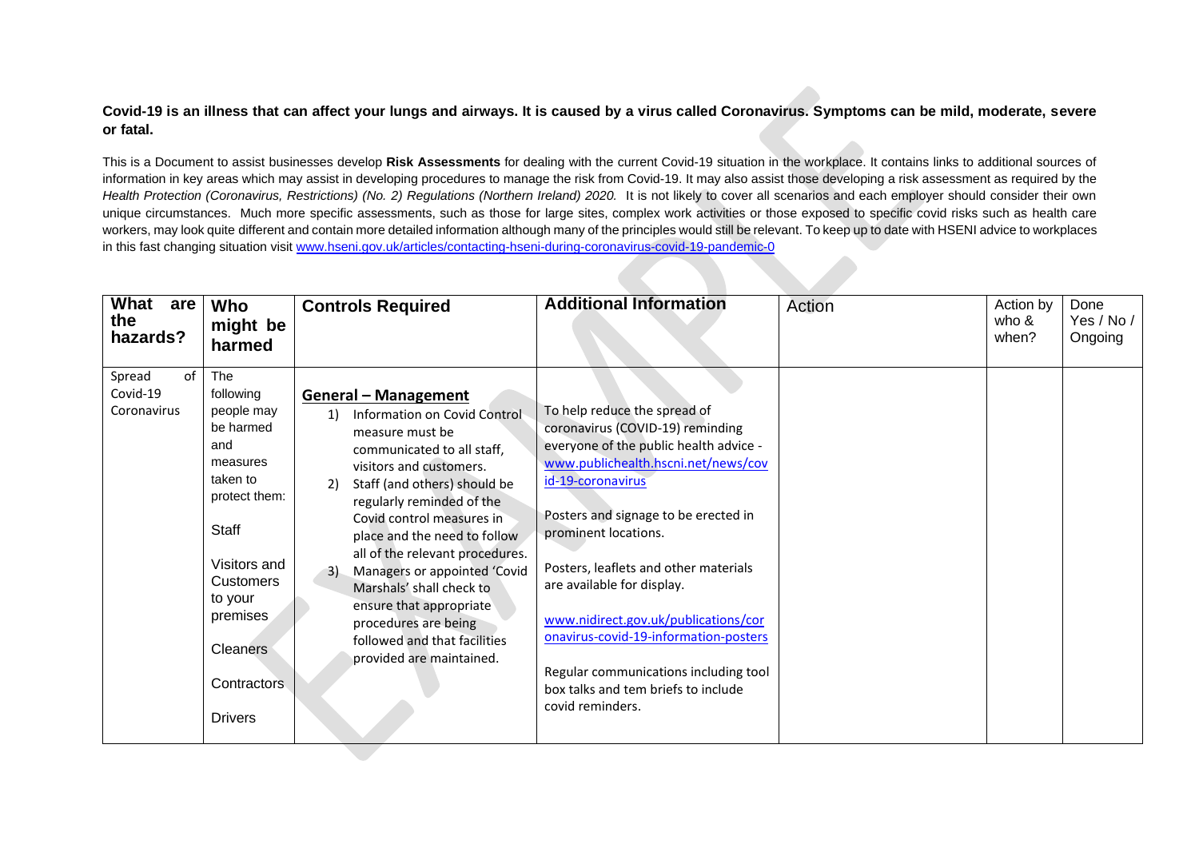**Covid-19 is an illness that can affect your lungs and airways. It is caused by a virus called Coronavirus. Symptoms can be mild, moderate, severe or fatal.**

This is a Document to assist businesses develop **Risk Assessments** for dealing with the current Covid-19 situation in the workplace. It contains links to additional sources of information in key areas which may assist in developing procedures to manage the risk from Covid-19. It may also assist those developing a risk assessment as required by the *Health Protection (Coronavirus, Restrictions) (No. 2) Regulations (Northern Ireland) 2020.* It is not likely to cover all scenarios and each employer should consider their own unique circumstances. Much more specific assessments, such as those for large sites, complex work activities or those exposed to specific covid risks such as health care workers, may look quite different and contain more detailed information although many of the principles would still be relevant. To keep up to date with HSENI advice to workplaces in this fast changing situation visit www.hseni.gov.uk/articles/contacting-hseni-during-coronavirus-covid-19-pandemic-0

| What are the hazards? | Who might be harmed | Controls Required | Additional Information | Action | Action by who & when? | Done Yes / No / Ongoing |
|---|---|---|---|---|---|---|
| Spread of Covid-19 Coronavirus | The following people may be harmed and measures taken to protect them:<br><br>Staff<br><br>Visitors and Customers to your premises<br><br>Cleaners<br><br>Contractors<br><br>Drivers | **<u>General – Management</u>**<br>1) Information on Covid Control measure must be communicated to all staff, visitors and customers.<br>2) Staff (and others) should be regularly reminded of the Covid control measures in place and the need to follow all of the relevant procedures.<br>3) Managers or appointed 'Covid Marshals' shall check to ensure that appropriate procedures are being followed and that facilities provided are maintained. | To help reduce the spread of coronavirus (COVID-19) reminding everyone of the public health advice - www.publichealth.hscni.net/news/covid-19-coronavirus<br><br>Posters and signage to be erected in prominent locations.<br><br>Posters, leaflets and other materials are available for display.<br><br>www.nidirect.gov.uk/publications/coronavirus-covid-19-information-posters<br><br>Regular communications including tool box talks and tem briefs to include covid reminders. | | | |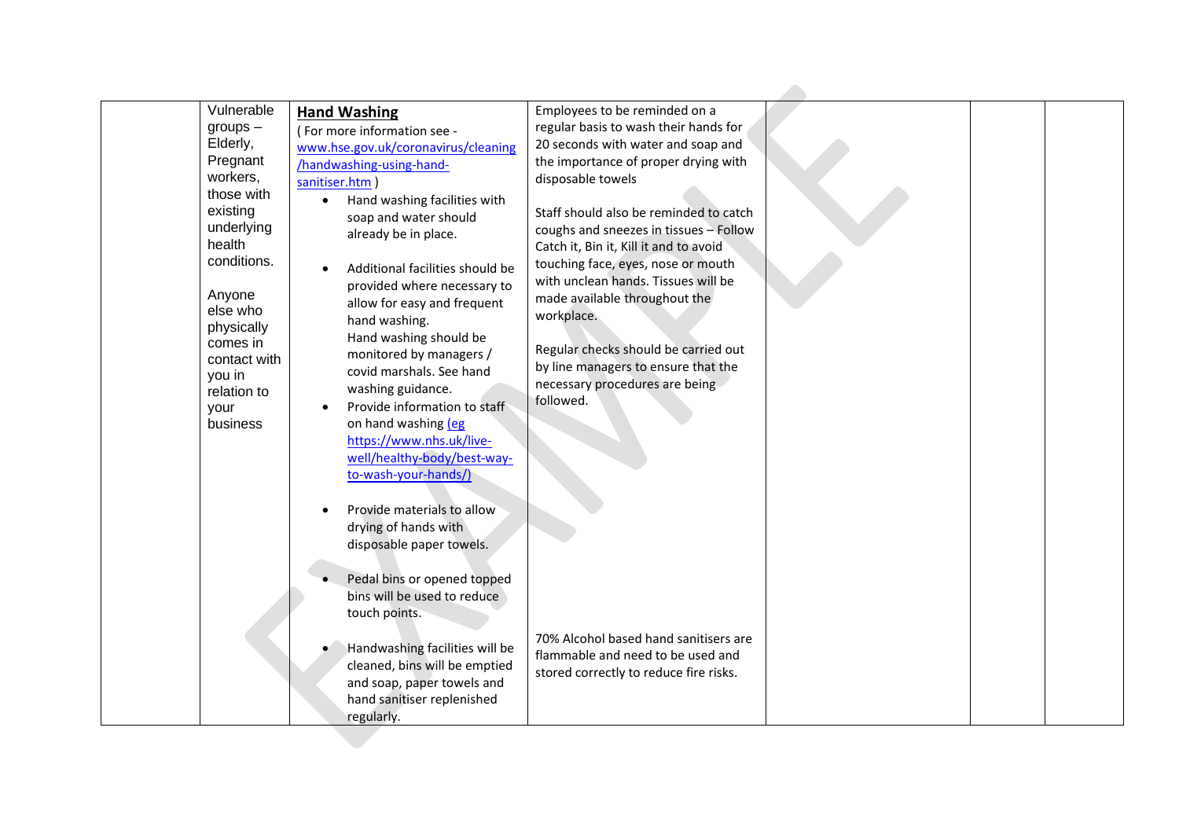|  | Vulnerable groups – Elderly, Pregnant workers, those with existing underlying health conditions.<br><br>Anyone else who physically comes in contact with you in relation to your business | **Hand Washing**<br>( For more information see - www.hse.gov.uk/coronavirus/cleaning/handwashing-using-hand-sanitiser.htm )<br>• Hand washing facilities with soap and water should already be in place.<br>• Additional facilities should be provided where necessary to allow for easy and frequent hand washing. Hand washing should be monitored by managers / covid marshals. See hand washing guidance.<br>• Provide information to staff on hand washing (eg https://www.nhs.uk/live-well/healthy-body/best-way-to-wash-your-hands/)<br>• Provide materials to allow drying of hands with disposable paper towels.<br>• Pedal bins or opened topped bins will be used to reduce touch points.<br>• Handwashing facilities will be cleaned, bins will be emptied and soap, paper towels and hand sanitiser replenished regularly. | Employees to be reminded on a regular basis to wash their hands for 20 seconds with water and soap and the importance of proper drying with disposable towels<br><br>Staff should also be reminded to catch coughs and sneezes in tissues – Follow Catch it, Bin it, Kill it and to avoid touching face, eyes, nose or mouth with unclean hands. Tissues will be made available throughout the workplace.<br><br>Regular checks should be carried out by line managers to ensure that the necessary procedures are being followed.<br><br>70% Alcohol based hand sanitisers are flammable and need to be used and stored correctly to reduce fire risks. |  |  |  |
|---|---|---|---|---|---|---|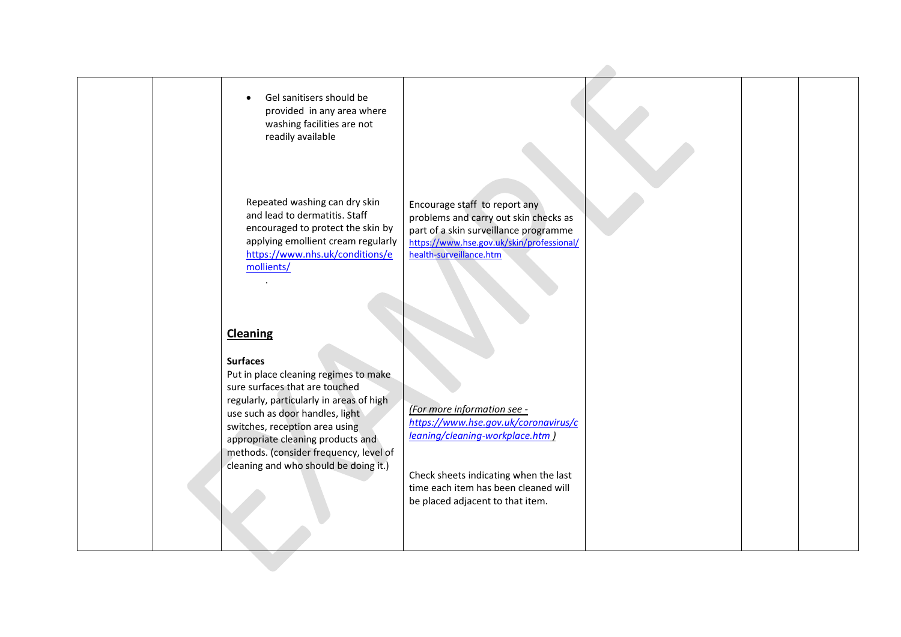|  |  |  |  |  |  |  |
|---|---|---|---|---|---|---|
|  |  | • Gel sanitisers should be provided in any area where washing facilities are not readily available<br><br>Repeated washing can dry skin and lead to dermatitis. Staff encouraged to protect the skin by applying emollient cream regularly https://www.nhs.uk/conditions/emollients/<br><br>**Cleaning**<br><br>**Surfaces**<br>Put in place cleaning regimes to make sure surfaces that are touched regularly, particularly in areas of high use such as door handles, light switches, reception area using appropriate cleaning products and methods. (consider frequency, level of cleaning and who should be doing it.) | Encourage staff to report any problems and carry out skin checks as part of a skin surveillance programme https://www.hse.gov.uk/skin/professional/health-surveillance.htm<br><br>*(For more information see - https://www.hse.gov.uk/coronavirus/cleaning/cleaning-workplace.htm )*<br><br>Check sheets indicating when the last time each item has been cleaned will be placed adjacent to that item. |  |  |  |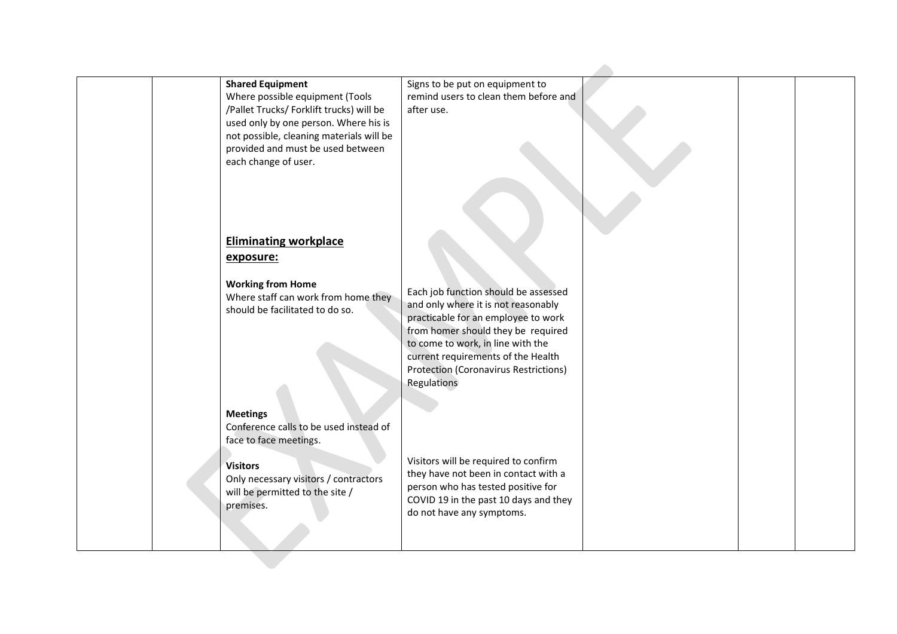| | | | | | | |
|---|---|---|---|---|---|---|
| | | **Shared Equipment**<br>Where possible equipment (Tools /Pallet Trucks/ Forklift trucks) will be used only by one person. Where his is not possible, cleaning materials will be provided and must be used between each change of user.<br><br>**<u>Eliminating workplace exposure:</u>**<br><br>**Working from Home**<br>Where staff can work from home they should be facilitated to do so.<br><br>**Meetings**<br>Conference calls to be used instead of face to face meetings.<br><br>**Visitors**<br>Only necessary visitors / contractors will be permitted to the site / premises. | Signs to be put on equipment to remind users to clean them before and after use.<br><br>Each job function should be assessed and only where it is not reasonably practicable for an employee to work from homer should they be required to come to work, in line with the current requirements of the Health Protection (Coronavirus Restrictions) Regulations<br><br>Visitors will be required to confirm they have not been in contact with a person who has tested positive for COVID 19 in the past 10 days and they do not have any symptoms. | | | |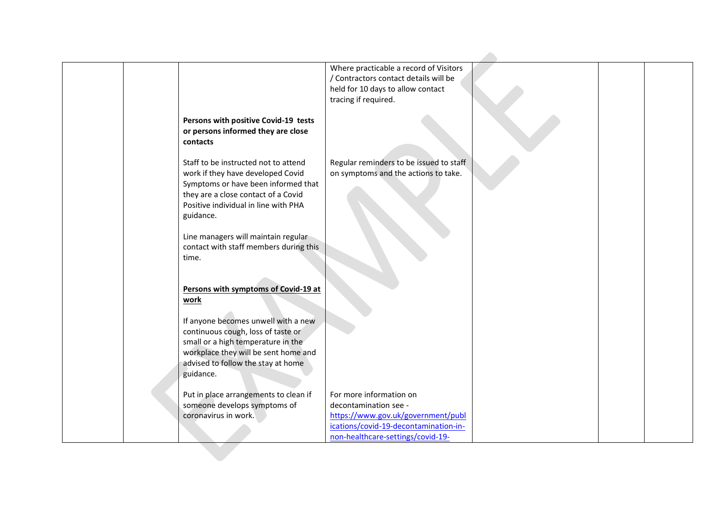| | | | | | | |
|---|---|---|---|---|---|---|
| | | **Persons with positive Covid-19 tests or persons informed they are close contacts**<br><br>Staff to be instructed not to attend work if they have developed Covid Symptoms or have been informed that they are a close contact of a Covid Positive individual in line with PHA guidance.<br><br>Line managers will maintain regular contact with staff members during this time.<br><br>**Persons with symptoms of Covid-19 at work**<br><br>If anyone becomes unwell with a new continuous cough, loss of taste or small or a high temperature in the workplace they will be sent home and advised to follow the stay at home guidance.<br><br>Put in place arrangements to clean if someone develops symptoms of coronavirus in work. | Where practicable a record of Visitors / Contractors contact details will be held for 10 days to allow contact tracing if required.<br><br>Regular reminders to be issued to staff on symptoms and the actions to take.<br><br>For more information on decontamination see - [https://www.gov.uk/government/publications/covid-19-decontamination-in-non-healthcare-settings/covid-19-](https://www.gov.uk/government/publications/covid-19-decontamination-in-non-healthcare-settings/covid-19-) | | | |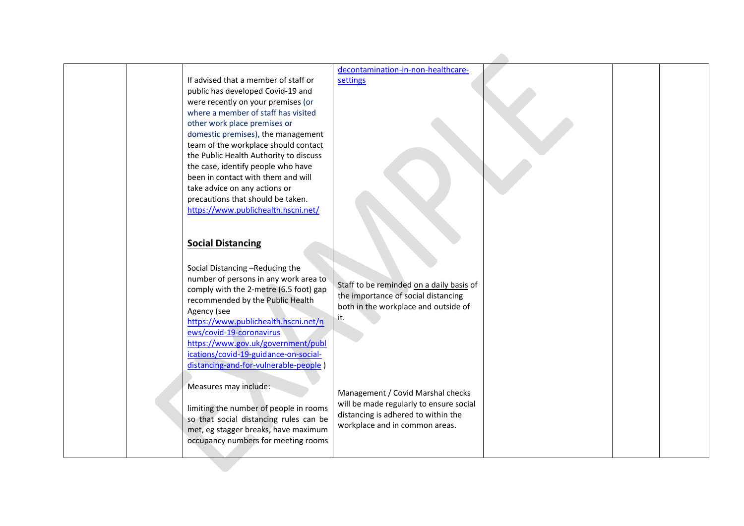| | | | | | | |
|---|---|---|---|---|---|---|
| | | If advised that a member of staff or public has developed Covid-19 and were recently on your premises (or where a member of staff has visited other work place premises or domestic premises), the management team of the workplace should contact the Public Health Authority to discuss the case, identify people who have been in contact with them and will take advice on any actions or precautions that should be taken. https://www.publichealth.hscni.net/ | decontamination-in-non-healthcare-settings | | | |
| | | **Social Distancing**<br><br>Social Distancing –Reducing the number of persons in any work area to comply with the 2-metre (6.5 foot) gap recommended by the Public Health Agency (see https://www.publichealth.hscni.net/news/covid-19-coronavirus https://www.gov.uk/government/publications/covid-19-guidance-on-social-distancing-and-for-vulnerable-people )<br><br>Measures may include:<br><br>limiting the number of people in rooms so that social distancing rules can be met, eg stagger breaks, have maximum occupancy numbers for meeting rooms | Staff to be reminded on a daily basis of the importance of social distancing both in the workplace and outside of it.<br><br>Management / Covid Marshal checks will be made regularly to ensure social distancing is adhered to within the workplace and in common areas. | | | |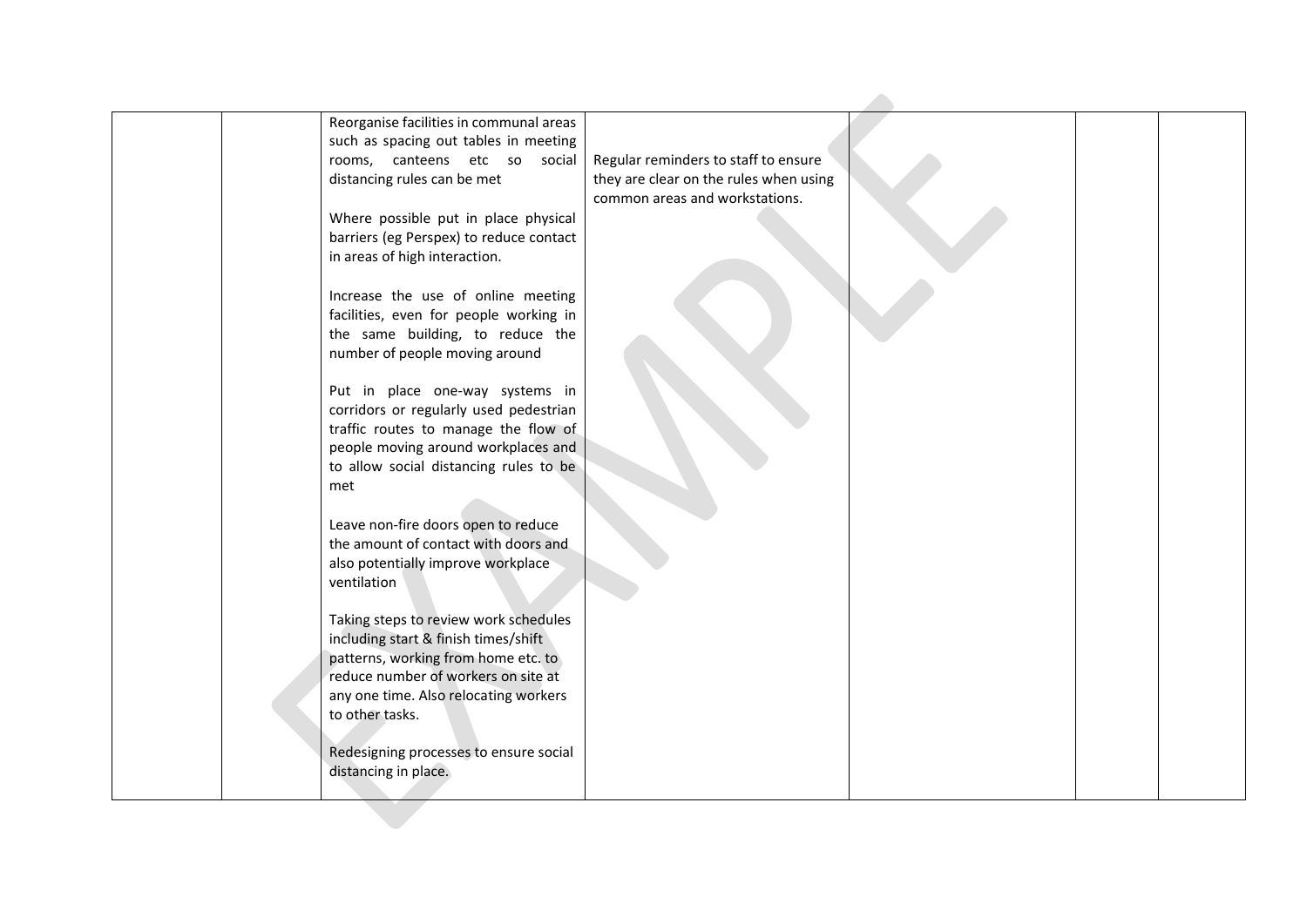|  |  |  |  |  |  |  |
|---|---|---|---|---|---|---|
|  |  | Reorganise facilities in communal areas such as spacing out tables in meeting rooms, canteens etc so social distancing rules can be met<br><br>Where possible put in place physical barriers (eg Perspex) to reduce contact in areas of high interaction.<br><br>Increase the use of online meeting facilities, even for people working in the same building, to reduce the number of people moving around<br><br>Put in place one-way systems in corridors or regularly used pedestrian traffic routes to manage the flow of people moving around workplaces and to allow social distancing rules to be met<br><br>Leave non-fire doors open to reduce the amount of contact with doors and also potentially improve workplace ventilation<br><br>Taking steps to review work schedules including start & finish times/shift patterns, working from home etc. to reduce number of workers on site at any one time. Also relocating workers to other tasks.<br><br>Redesigning processes to ensure social distancing in place. | Regular reminders to staff to ensure they are clear on the rules when using common areas and workstations. |  |  |  |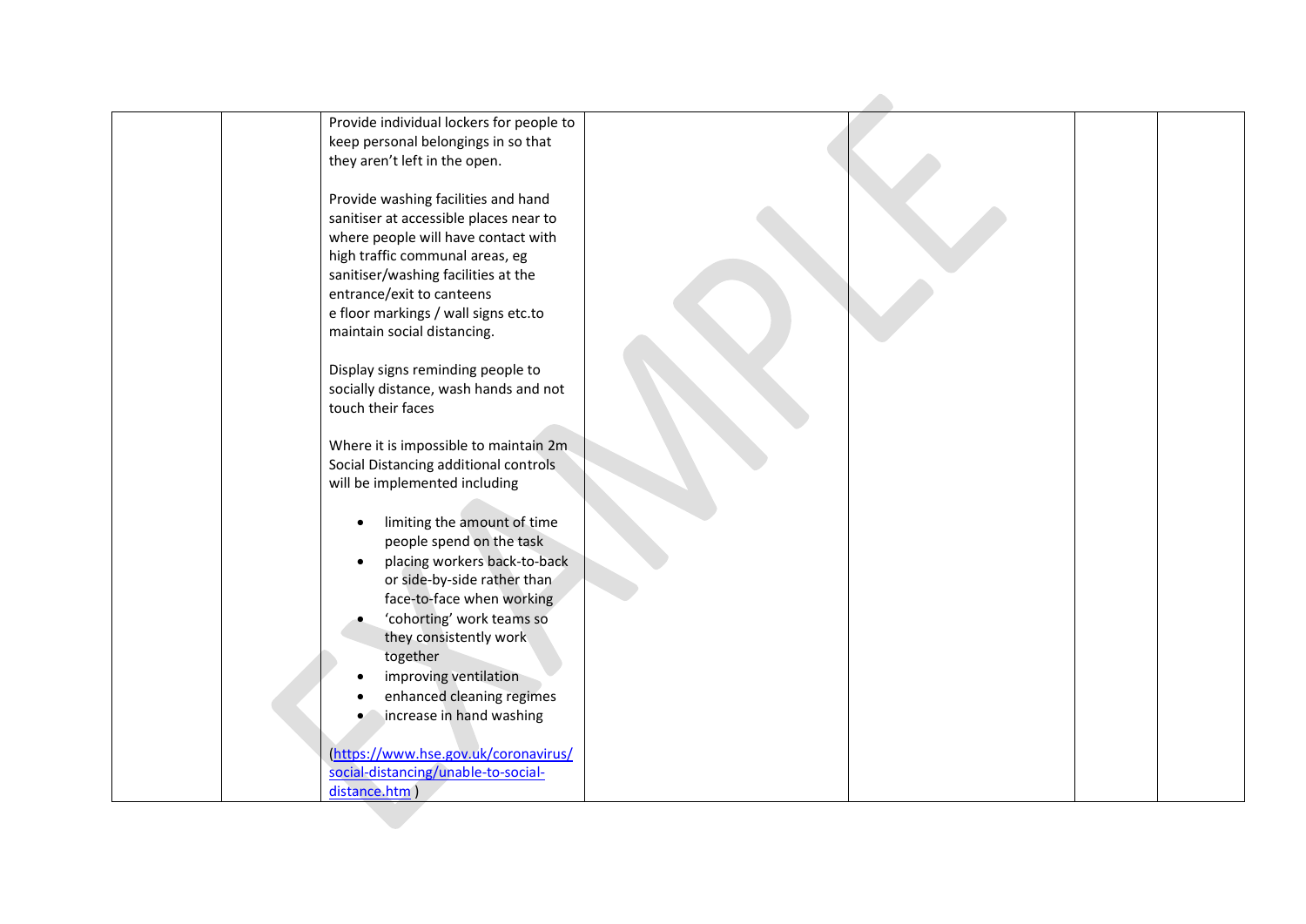| | | | | | | |
|---|---|---|---|---|---|---|
| | | Provide individual lockers for people to keep personal belongings in so that they aren't left in the open.<br><br>Provide washing facilities and hand sanitiser at accessible places near to where people will have contact with high traffic communal areas, eg sanitiser/washing facilities at the entrance/exit to canteens<br>e floor markings / wall signs etc.to maintain social distancing.<br><br>Display signs reminding people to socially distance, wash hands and not touch their faces<br><br>Where it is impossible to maintain 2m Social Distancing additional controls will be implemented including<br><br>• limiting the amount of time people spend on the task<br>• placing workers back-to-back or side-by-side rather than face-to-face when working<br>• 'cohorting' work teams so they consistently work together<br>• improving ventilation<br>• enhanced cleaning regimes<br>• increase in hand washing<br><br>(https://www.hse.gov.uk/coronavirus/social-distancing/unable-to-social-distance.htm ) | | | | |

EXAMPLE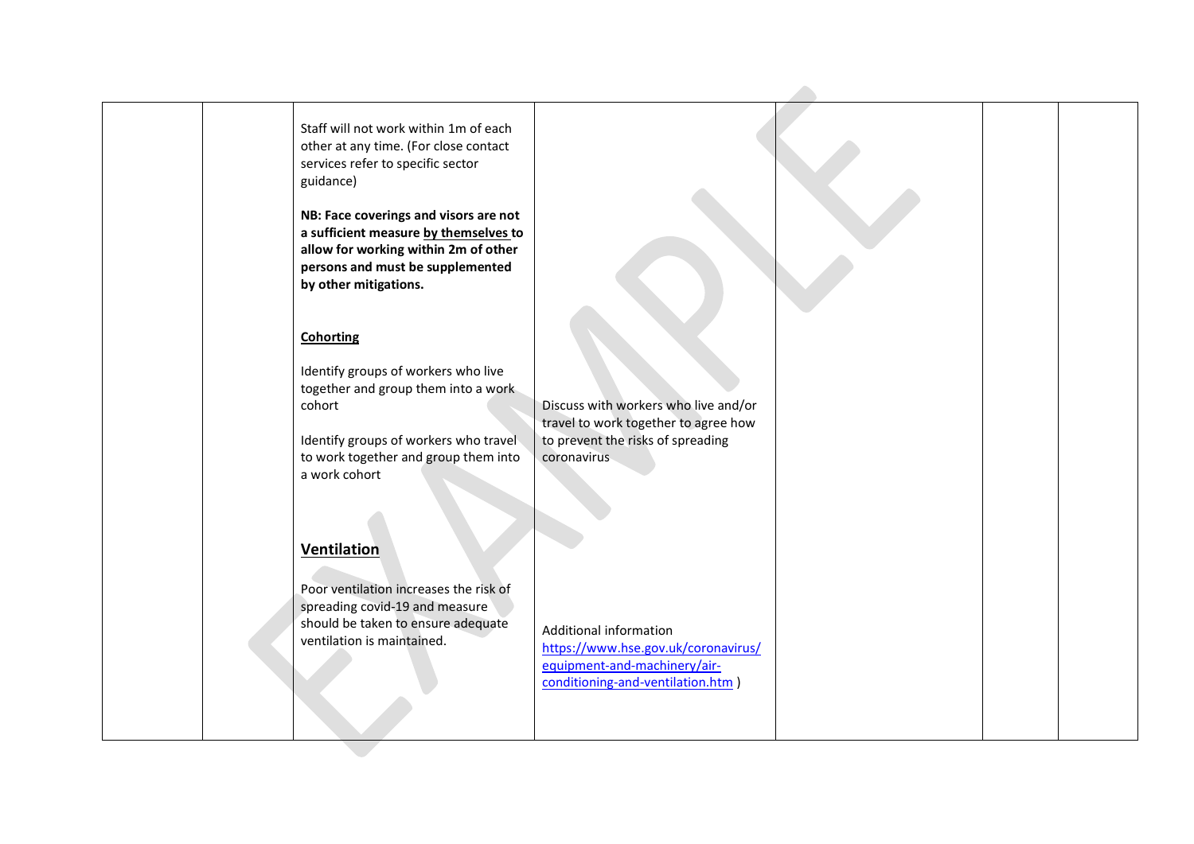| | | | | | | |
|---|---|---|---|---|---|---|
| | | Staff will not work within 1m of each other at any time. (For close contact services refer to specific sector guidance)<br><br>**NB: Face coverings and visors are not a sufficient measure <u>by themselves</u> to allow for working within 2m of other persons and must be supplemented by other mitigations.**<br><br>**<u>Cohorting</u>**<br><br>Identify groups of workers who live together and group them into a work cohort<br><br>Identify groups of workers who travel to work together and group them into a work cohort<br><br>**<u>Ventilation</u>**<br><br>Poor ventilation increases the risk of spreading covid-19 and measure should be taken to ensure adequate ventilation is maintained. | Discuss with workers who live and/or travel to work together to agree how to prevent the risks of spreading coronavirus<br><br>Additional information [https://www.hse.gov.uk/coronavirus/equipment-and-machinery/air-conditioning-and-ventilation.htm](https://www.hse.gov.uk/coronavirus/equipment-and-machinery/air-conditioning-and-ventilation.htm) ) | | | |

EXAMPLE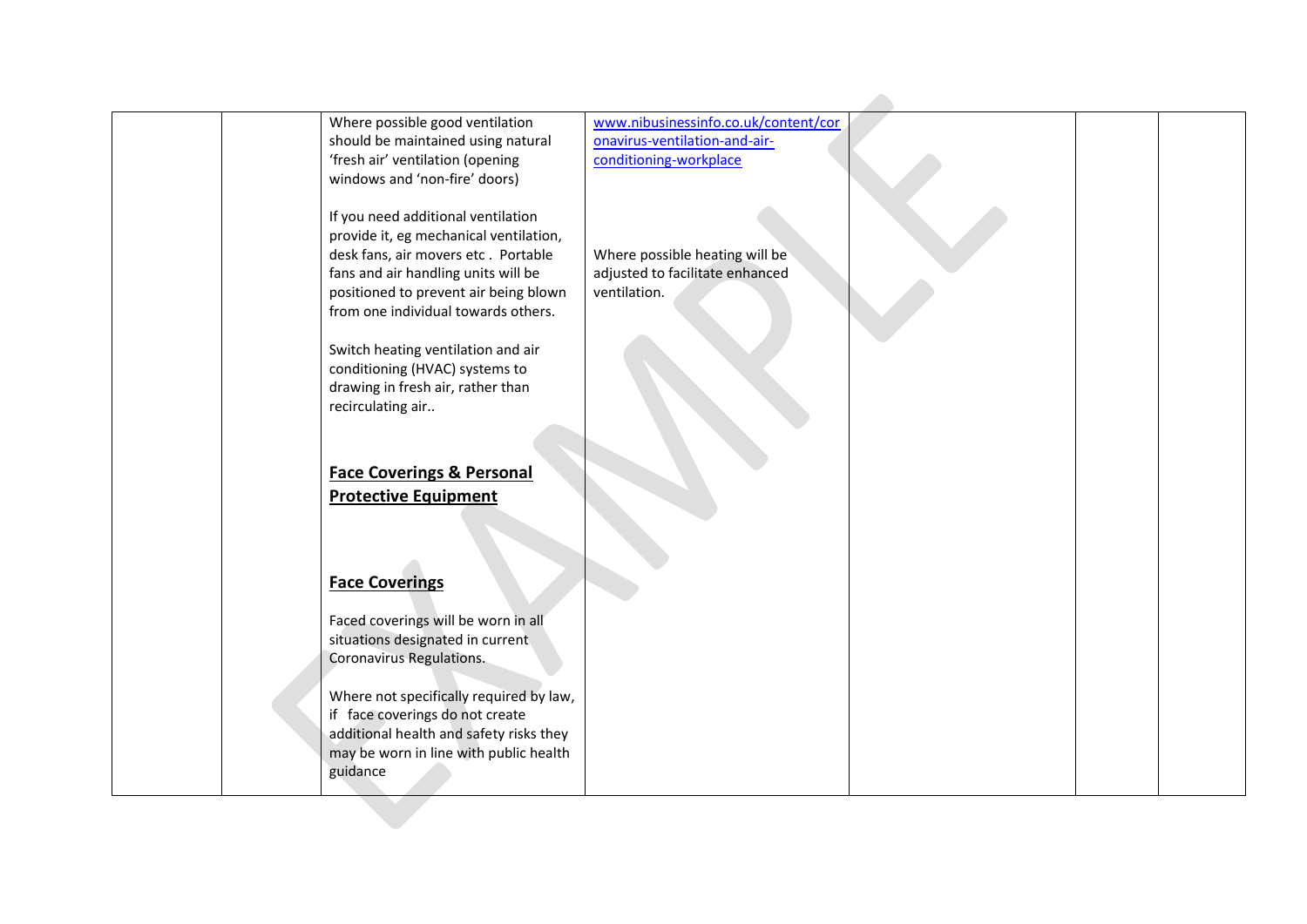|  |  |  |  |  |  |  |
|---|---|---|---|---|---|---|
|  |  | Where possible good ventilation should be maintained using natural 'fresh air' ventilation (opening windows and 'non-fire' doors)<br><br>If you need additional ventilation provide it, eg mechanical ventilation, desk fans, air movers etc . Portable fans and air handling units will be positioned to prevent air being blown from one individual towards others.<br><br>Switch heating ventilation and air conditioning (HVAC) systems to drawing in fresh air, rather than recirculating air..<br><br>**Face Coverings & Personal Protective Equipment**<br><br>**Face Coverings**<br><br>Faced coverings will be worn in all situations designated in current Coronavirus Regulations.<br><br>Where not specifically required by law, if face coverings do not create additional health and safety risks they may be worn in line with public health guidance | www.nibusinessinfo.co.uk/content/coronavirus-ventilation-and-air-conditioning-workplace<br><br>Where possible heating will be adjusted to facilitate enhanced ventilation. |  |  |  |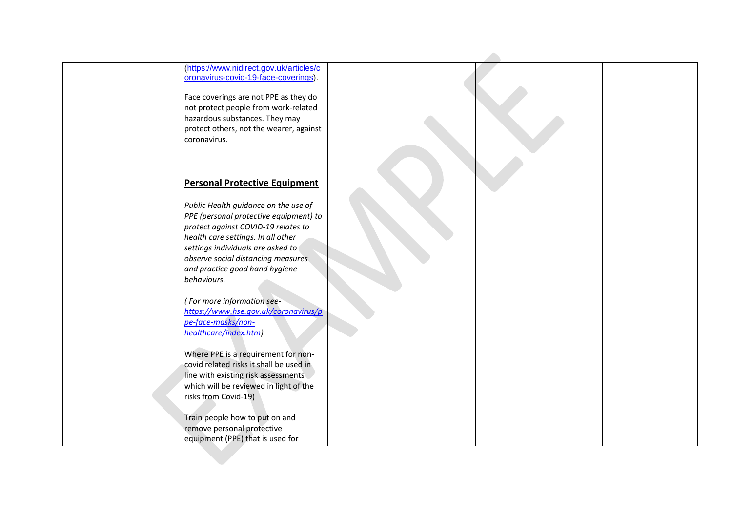| | | | | | | |
|---|---|---|---|---|---|---|
| | | (https://www.nidirect.gov.uk/articles/coronavirus-covid-19-face-coverings).<br><br>Face coverings are not PPE as they do not protect people from work-related hazardous substances. They may protect others, not the wearer, against coronavirus.<br><br>**Personal Protective Equipment**<br><br>*Public Health guidance on the use of PPE (personal protective equipment) to protect against COVID-19 relates to health care settings. In all other settings individuals are asked to observe social distancing measures and practice good hand hygiene behaviours.*<br><br>*( For more information see- https://www.hse.gov.uk/coronavirus/ppe-face-masks/non-healthcare/index.htm)*<br><br>Where PPE is a requirement for non-covid related risks it shall be used in line with existing risk assessments which will be reviewed in light of the risks from Covid-19)<br><br>Train people how to put on and remove personal protective equipment (PPE) that is used for | | | | |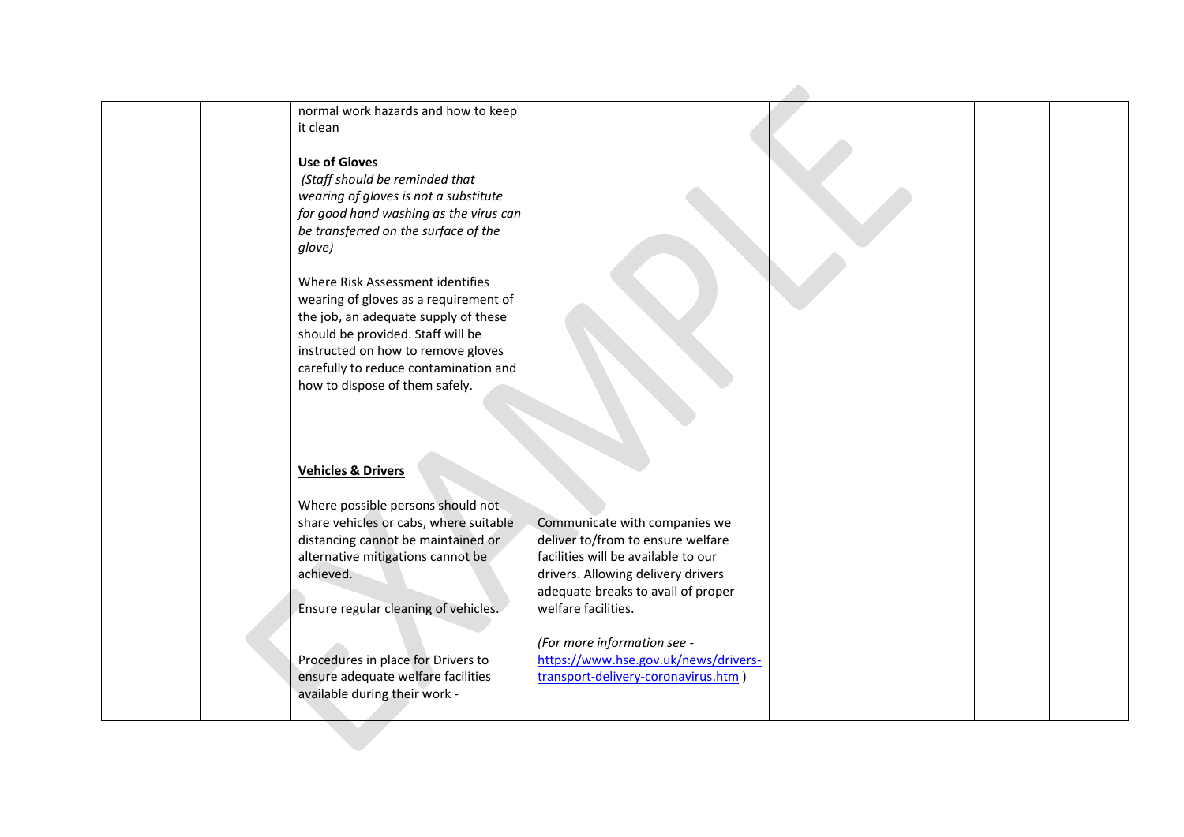| | | | | | | |
|---|---|---|---|---|---|---|
| | | normal work hazards and how to keep it clean<br><br>**Use of Gloves**<br>*(Staff should be reminded that wearing of gloves is not a substitute for good hand washing as the virus can be transferred on the surface of the glove)*<br><br>Where Risk Assessment identifies wearing of gloves as a requirement of the job, an adequate supply of these should be provided. Staff will be instructed on how to remove gloves carefully to reduce contamination and how to dispose of them safely.<br><br>**Vehicles & Drivers**<br><br>Where possible persons should not share vehicles or cabs, where suitable distancing cannot be maintained or alternative mitigations cannot be achieved.<br><br>Ensure regular cleaning of vehicles.<br><br>Procedures in place for Drivers to ensure adequate welfare facilities available during their work - | Communicate with companies we deliver to/from to ensure welfare facilities will be available to our drivers. Allowing delivery drivers adequate breaks to avail of proper welfare facilities.<br><br>*(For more information see -* [https://www.hse.gov.uk/news/drivers-transport-delivery-coronavirus.htm](https://www.hse.gov.uk/news/drivers-transport-delivery-coronavirus.htm) ) | | | |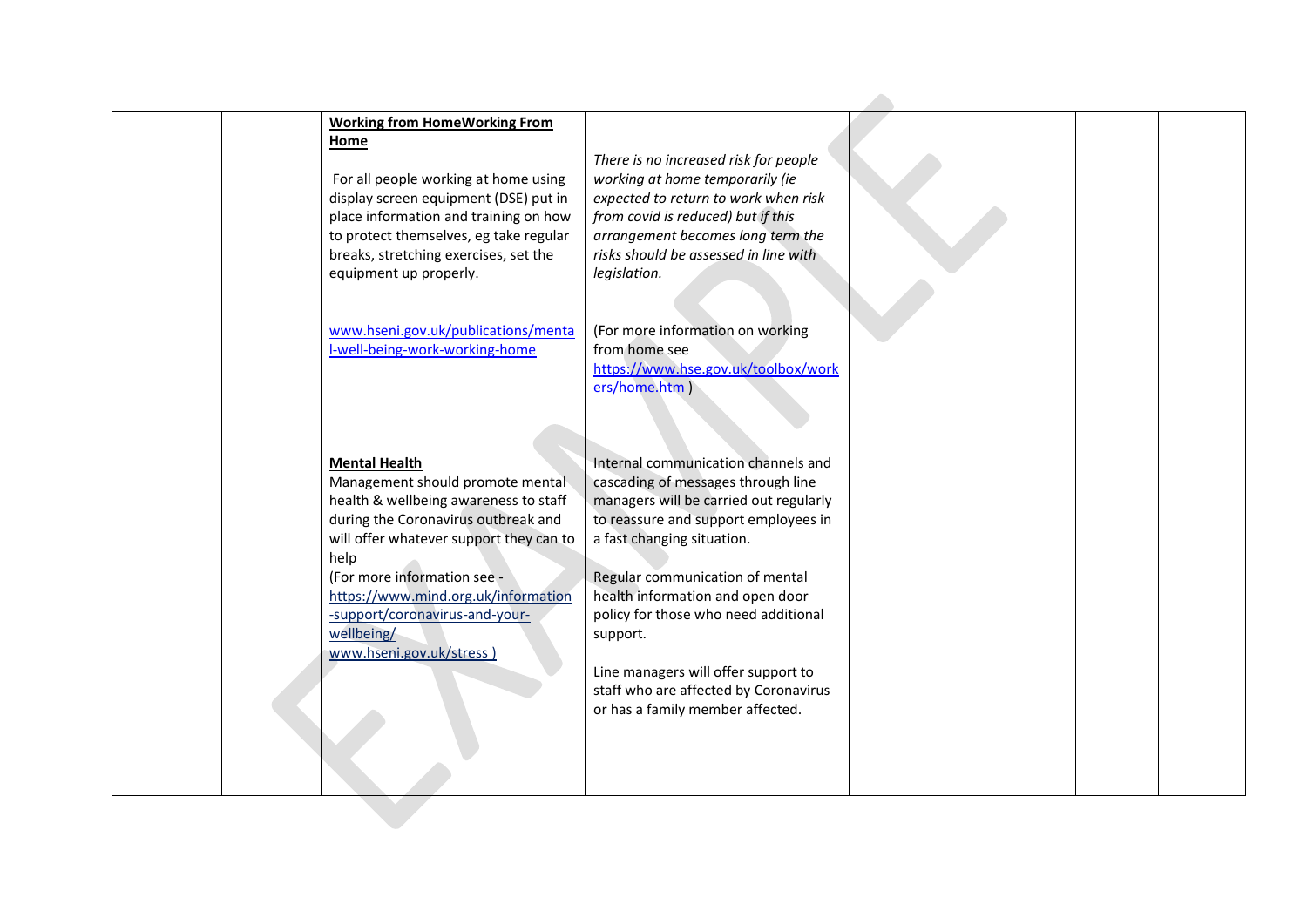| | | | | | | |
|---|---|---|---|---|---|---|
| | | **Working from HomeWorking From Home**<br><br>For all people working at home using display screen equipment (DSE) put in place information and training on how to protect themselves, eg take regular breaks, stretching exercises, set the equipment up properly.<br><br>www.hseni.gov.uk/publications/mental-well-being-work-working-home | *There is no increased risk for people working at home temporarily (ie expected to return to work when risk from covid is reduced) but if this arrangement becomes long term the risks should be assessed in line with legislation.*<br><br>(For more information on working from home see https://www.hse.gov.uk/toolbox/workers/home.htm ) | | | |
| | | **Mental Health**<br>Management should promote mental health & wellbeing awareness to staff during the Coronavirus outbreak and will offer whatever support they can to help<br>(For more information see - https://www.mind.org.uk/information-support/coronavirus-and-your-wellbeing/<br>www.hseni.gov.uk/stress ) | Internal communication channels and cascading of messages through line managers will be carried out regularly to reassure and support employees in a fast changing situation.<br><br>Regular communication of mental health information and open door policy for those who need additional support.<br><br>Line managers will offer support to staff who are affected by Coronavirus or has a family member affected. | | | |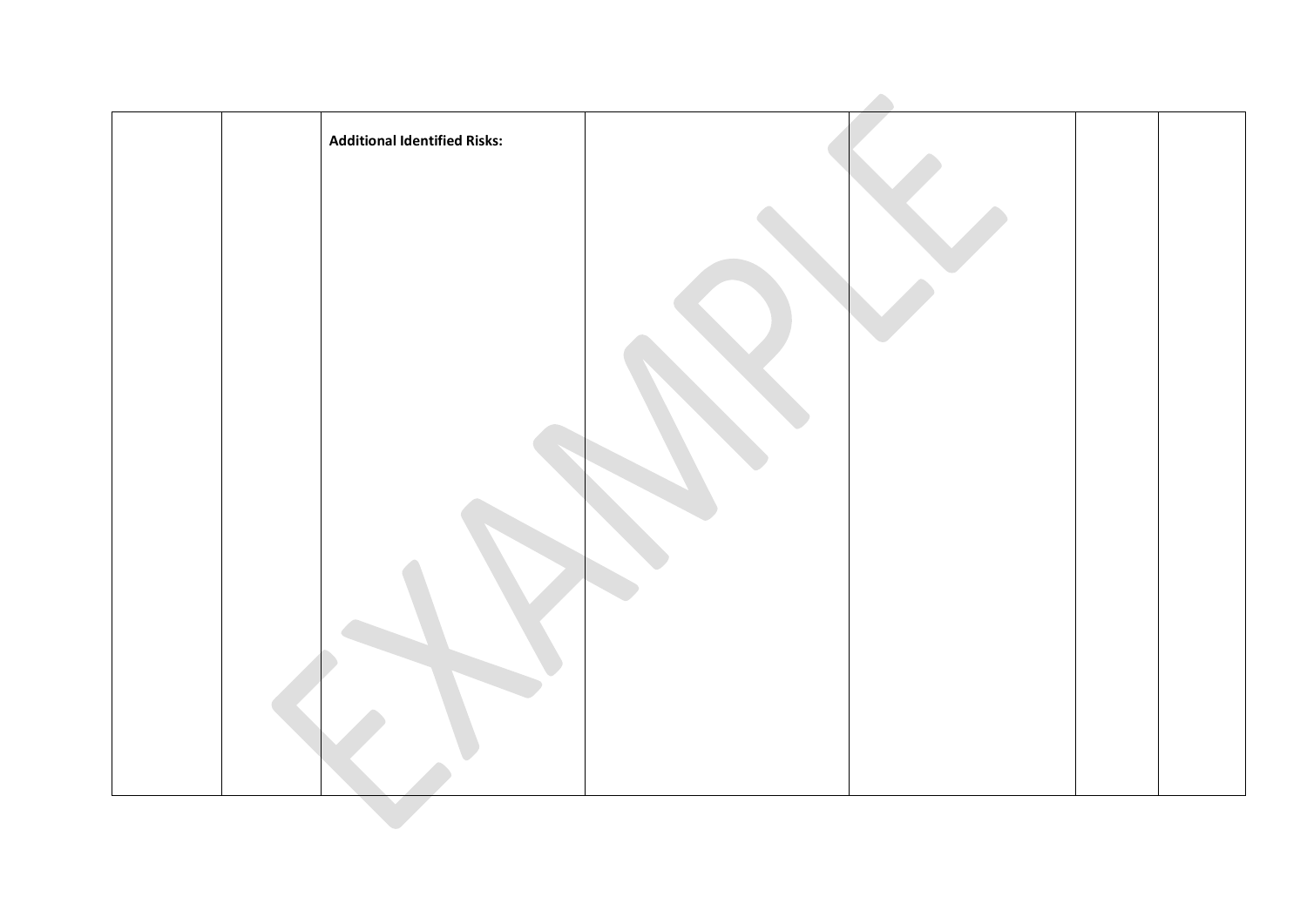|  |  | **Additional Identified Risks:** |  |  |  |  |
|---|---|---|---|---|---|---|